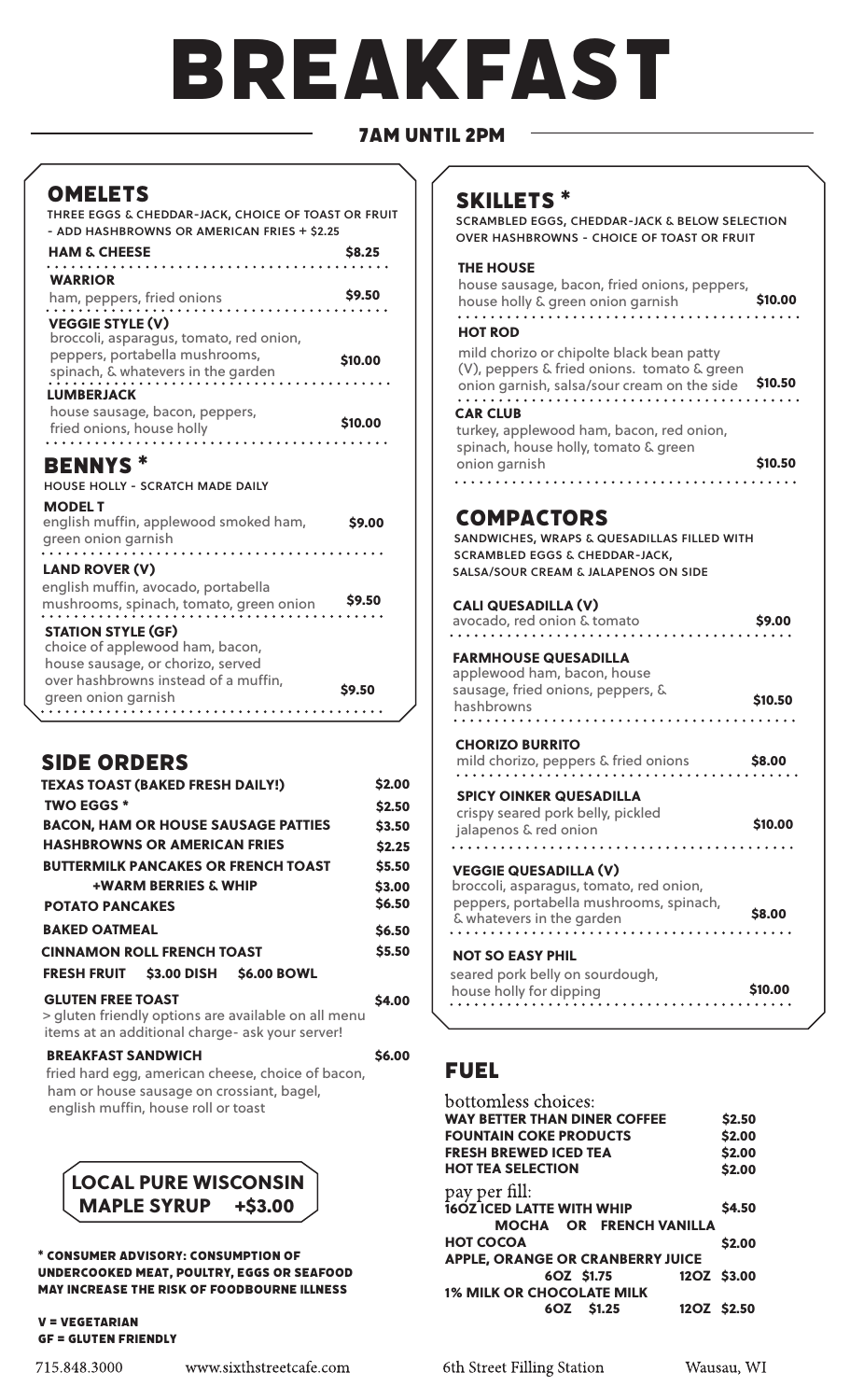# BREAKFAST

## 7AM UNTIL 2PM

## OMELETS

THREE EGGS & CHEDDAR-JACK, CHOICE OF TOAST OR FRUIT - ADD HASHBROWNS OR AMERICAN FRIES + $2.25

**HAM & CHEESE** — $8.25

**WARRIOR** — $9.50
ham, peppers, fried onions

**VEGGIE STYLE (V)** — $10.00
broccoli, asparagus, tomato, red onion, peppers, portabella mushrooms, spinach, & whatevers in the garden

**LUMBERJACK** — $10.00
house sausage, bacon, peppers, fried onions, house holly

## BENNYS *

HOUSE HOLLY - SCRATCH MADE DAILY

**MODEL T** — $9.00
english muffin, applewood smoked ham, green onion garnish

**LAND ROVER (V)** — $9.50
english muffin, avocado, portabella mushrooms, spinach, tomato, green onion

**STATION STYLE (GF)** — $9.50
choice of applewood ham, bacon, house sausage, or chorizo, served over hashbrowns instead of a muffin, green onion garnish

## SIDE ORDERS

| Item | Price |
| --- | --- |
| **TEXAS TOAST (BAKED FRESH DAILY!)** | $2.00 |
| **TWO EGGS *** | $2.50 |
| **BACON, HAM OR HOUSE SAUSAGE PATTIES** | $3.50 |
| **HASHBROWNS OR AMERICAN FRIES** | $2.25 |
| **BUTTERMILK PANCAKES OR FRENCH TOAST** | $5.50 |
| **+WARM BERRIES & WHIP** | $3.00 |
| **POTATO PANCAKES** | $6.50 |
| **BAKED OATMEAL** | $6.50 |
| **CINNAMON ROLL FRENCH TOAST** | $5.50 |
| **FRESH FRUIT** $3.00 DISH $6.00 BOWL | |
| **GLUTEN FREE TOAST** | $4.00 |

> gluten friendly options are available on all menu items at an additional charge- ask your server!

**BREAKFAST SANDWICH** — $6.00
fried hard egg, american cheese, choice of bacon, ham or house sausage on crossiant, bagel, english muffin, house roll or toast

**LOCAL PURE WISCONSIN MAPLE SYRUP +$3.00**

\* CONSUMER ADVISORY: CONSUMPTION OF UNDERCOOKED MEAT, POULTRY, EGGS OR SEAFOOD MAY INCREASE THE RISK OF FOODBOURNE ILLNESS

V = VEGETARIAN
GF = GLUTEN FRIENDLY

## SKILLETS *

SCRAMBLED EGGS, CHEDDAR-JACK & BELOW SELECTION OVER HASHBROWNS - CHOICE OF TOAST OR FRUIT

**THE HOUSE** — $10.00
house sausage, bacon, fried onions, peppers, house holly & green onion garnish

**HOT ROD** — $10.50
mild chorizo or chipolte black bean patty (V), peppers & fried onions. tomato & green onion garnish, salsa/sour cream on the side

**CAR CLUB** — $10.50
turkey, applewood ham, bacon, red onion, spinach, house holly, tomato & green onion garnish

## COMPACTORS

SANDWICHES, WRAPS & QUESADILLAS FILLED WITH SCRAMBLED EGGS & CHEDDAR-JACK, SALSA/SOUR CREAM & JALAPENOS ON SIDE

**CALI QUESADILLA (V)** — $9.00
avocado, red onion & tomato

**FARMHOUSE QUESADILLA** — $10.50
applewood ham, bacon, house sausage, fried onions, peppers, & hashbrowns

**CHORIZO BURRITO** — $8.00
mild chorizo, peppers & fried onions

**SPICY OINKER QUESADILLA** — $10.00
crispy seared pork belly, pickled jalapenos & red onion

**VEGGIE QUESADILLA (V)** — $8.00
broccoli, asparagus, tomato, red onion, peppers, portabella mushrooms, spinach, & whatevers in the garden

**NOT SO EASY PHIL** — $10.00
seared pork belly on sourdough, house holly for dipping

## FUEL

bottomless choices:

| Item | Price |
| --- | --- |
| **WAY BETTER THAN DINER COFFEE** | $2.50 |
| **FOUNTAIN COKE PRODUCTS** | $2.00 |
| **FRESH BREWED ICED TEA** | $2.00 |
| **HOT TEA SELECTION** | $2.00 |

pay per fill:

| Item | Price |
| --- | --- |
| **16OZ ICED LATTE WITH WHIP** (MOCHA OR FRENCH VANILLA) | $4.50 |
| **HOT COCOA** | $2.00 |
| **APPLE, ORANGE OR CRANBERRY JUICE** | 6OZ $1.75 / 12OZ $3.00 |
| **1% MILK OR CHOCOLATE MILK** | 6OZ $1.25 / 12OZ $2.50 |

715.848.3000 www.sixthstreetcafe.com 6th Street Filling Station Wausau, WI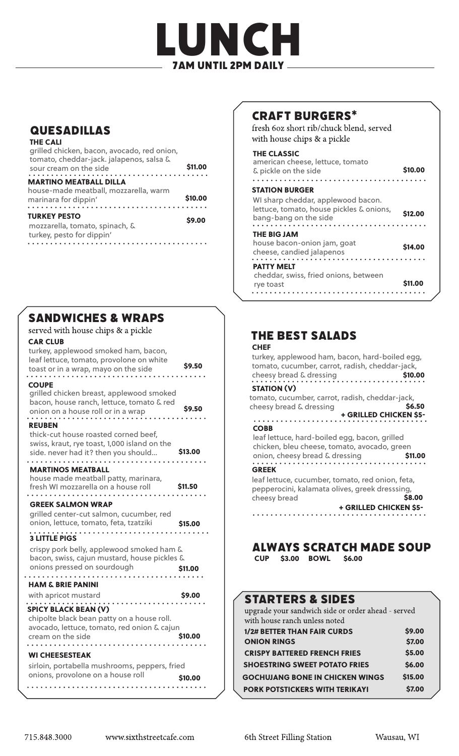# LUNCH

**7AM UNTIL 2PM DAILY**

## QUESADILLAS

**THE CALI**
grilled chicken, bacon, avocado, red onion, tomato, cheddar-jack. jalapenos, salsa & sour cream on the side **$11.00**

**MARTINO MEATBALL DILLA**
house-made meatball, mozzarella, warm marinara for dippin' **$10.00**

**TURKEY PESTO**
mozzarella, tomato, spinach, & turkey, pesto for dippin' **$9.00**

## SANDWICHES & WRAPS

served with house chips & a pickle

**CAR CLUB**
turkey, applewood smoked ham, bacon, leaf lettuce, tomato, provolone on white toast or in a wrap, mayo on the side **$9.50**

**COUPE**
grilled chicken breast, applewood smoked bacon, house ranch, lettuce, tomato & red onion on a house roll or in a wrap **$9.50**

**REUBEN**
thick-cut house roasted corned beef, swiss, kraut, rye toast, 1,000 island on the side. never had it? then you should... **$13.00**

**MARTINOS MEATBALL**
house made meatball patty, marinara, fresh WI mozzarella on a house roll **$11.50**

**GREEK SALMON WRAP**
grilled center-cut salmon, cucumber, red onion, lettuce, tomato, feta, tzatziki **$15.00**

**3 LITTLE PIGS**
crispy pork belly, applewood smoked ham & bacon, swiss, cajun mustard, house pickles & onions pressed on sourdough **$11.00**

**HAM & BRIE PANINI**
with apricot mustard **$9.00**

**SPICY BLACK BEAN (V)**
chipolte black bean patty on a house roll. avocado, lettuce, tomato, red onion & cajun cream on the side **$10.00**

**WI CHEESESTEAK**
sirloin, portabella mushrooms, peppers, fried onions, provolone on a house roll **$10.00**

## CRAFT BURGERS*

fresh 6oz short rib/chuck blend, served with house chips & a pickle

**THE CLASSIC**
american cheese, lettuce, tomato & pickle on the side **$10.00**

**STATION BURGER**
WI sharp cheddar, applewood bacon. lettuce, tomato, house pickles & onions, bang-bang on the side **$12.00**

**THE BIG JAM**
house bacon-onion jam, goat cheese, candied jalapenos **$14.00**

**PATTY MELT**
cheddar, swiss, fried onions, between rye toast **$11.00**

## THE BEST SALADS

**CHEF**
turkey, applewood ham, bacon, hard-boiled egg, tomato, cucumber, carrot, radish, cheddar-jack, cheesy bread & dressing **$10.00**

**STATION (V)**
tomato, cucumber, carrot, radish, cheddar-jack, cheesy bread & dressing **$6.50**
**+ GRILLED CHICKEN $5-**

**COBB**
leaf lettuce, hard-boiled egg, bacon, grilled chicken, bleu cheese, tomato, avocado, green onion, cheesy bread & dressing **$11.00**

**GREEK**
leaf lettuce, cucumber, tomato, red onion, feta, pepperocini, kalamata olives, greek dresssing, cheesy bread **$8.00**
**+ GRILLED CHICKEN $5-**

## ALWAYS SCRATCH MADE SOUP

**CUP $3.00 BOWL $6.00**

## STARTERS & SIDES

upgrade your sandwich side or order ahead - served with house ranch unless noted

| | |
|---|---|
| **1/2# BETTER THAN FAIR CURDS** | **$9.00** |
| **ONION RINGS** | **$7.00** |
| **CRISPY BATTERED FRENCH FRIES** | **$5.00** |
| **SHOESTRING SWEET POTATO FRIES** | **$6.00** |
| **GOCHUJANG BONE IN CHICKEN WINGS** | **$15.00** |
| **PORK POTSTICKERS WITH TERIKAYI** | **$7.00** |

715.848.3000 www.sixthstreetcafe.com 6th Street Filling Station Wausau, WI